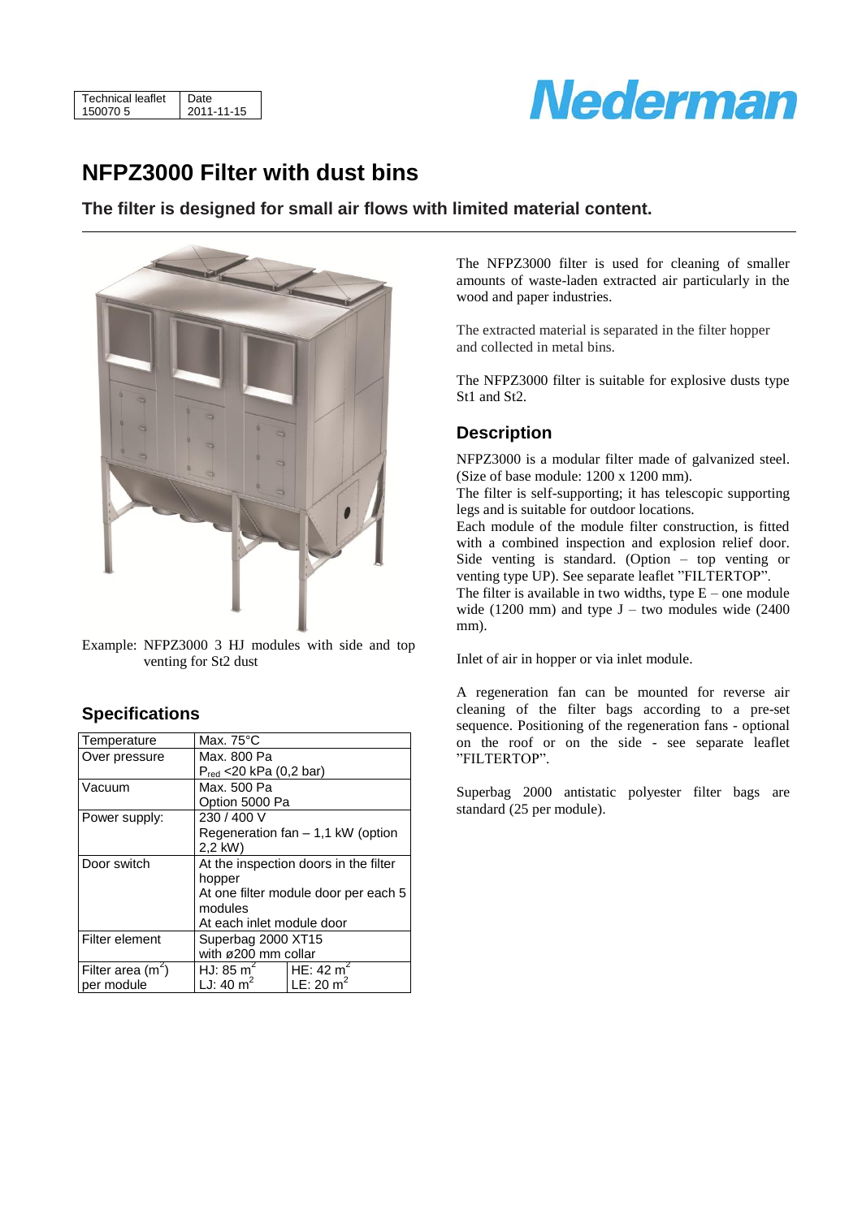| Technical leaflet | Date |
|---|---|
| 150070 5 | 2011-11-15 |

Nederman

# NFPZ3000 Filter with dust bins

### The filter is designed for small air flows with limited material content.

Example: NFPZ3000 3 HJ modules with side and top venting for St2 dust

## Specifications

| Temperature | Max. 75°C | |
|---|---|---|
| Over pressure | Max. 800 Pa<br>$P_{red}$ <20 kPa (0,2 bar) | |
| Vacuum | Max. 500 Pa<br>Option 5000 Pa | |
| Power supply: | 230 / 400 V<br>Regeneration fan – 1,1 kW (option 2,2 kW) | |
| Door switch | At the inspection doors in the filter hopper<br>At one filter module door per each 5 modules<br>At each inlet module door | |
| Filter element | Superbag 2000 XT15<br>with ø200 mm collar | |
| Filter area ($m^2$) per module | HJ: 85 $m^2$<br>LJ: 40 $m^2$ | HE: 42 $m^2$<br>LE: 20 $m^2$ |

The NFPZ3000 filter is used for cleaning of smaller amounts of waste-laden extracted air particularly in the wood and paper industries.

The extracted material is separated in the filter hopper and collected in metal bins.

The NFPZ3000 filter is suitable for explosive dusts type St1 and St2.

## Description

NFPZ3000 is a modular filter made of galvanized steel. (Size of base module: 1200 x 1200 mm).
The filter is self-supporting; it has telescopic supporting legs and is suitable for outdoor locations.
Each module of the module filter construction, is fitted with a combined inspection and explosion relief door. Side venting is standard. (Option – top venting or venting type UP). See separate leaflet "FILTERTOP".
The filter is available in two widths, type E – one module wide (1200 mm) and type J – two modules wide (2400 mm).

Inlet of air in hopper or via inlet module.

A regeneration fan can be mounted for reverse air cleaning of the filter bags according to a pre-set sequence. Positioning of the regeneration fans - optional on the roof or on the side - see separate leaflet "FILTERTOP".

Superbag 2000 antistatic polyester filter bags are standard (25 per module).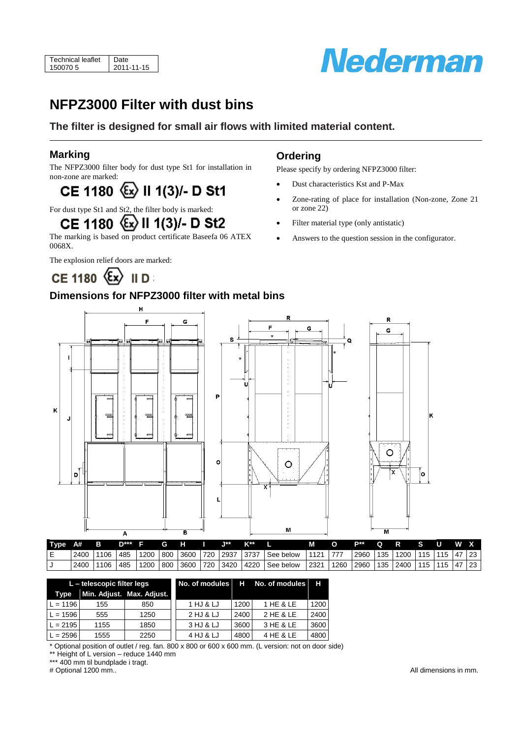| Technical leaflet | Date |
|---|---|
| 150070 5 | 2011-11-15 |

Nederman

# NFPZ3000 Filter with dust bins

## The filter is designed for small air flows with limited material content.

## Marking

The NFPZ3000 filter body for dust type St1 for installation in non-zone are marked:

**CE 1180 Ex II 1(3)/- D St1**

For dust type St1 and St2, the filter body is marked:

**CE 1180 Ex II 1(3)/- D St2**

The marking is based on product certificate Baseefa 06 ATEX 0068X.

The explosion relief doors are marked:

**CE 1180 Ex II D**

## Ordering

Please specify by ordering NFPZ3000 filter:

- Dust characteristics Kst and P-Max
- Zone-rating of place for installation (Non-zone, Zone 21 or zone 22)
- Filter material type (only antistatic)
- Answers to the question session in the configurator.

## Dimensions for NFPZ3000 filter with metal bins

H
F
G
R
S
Q
I
K
J
P
U
O
D
L
X
A
B
M

| Type | A# | B | D*** | F | G | H | I | J** | K** | L | M | O | P** | Q | R | S | U | W | X |
|---|---|---|---|---|---|---|---|---|---|---|---|---|---|---|---|---|---|---|---|
| E | 2400 | 1106 | 485 | 1200 | 800 | 3600 | 720 | 2937 | 3737 | See below | 1121 | 777 | 2960 | 135 | 1200 | 115 | 115 | 47 | 23 |
| J | 2400 | 1106 | 485 | 1200 | 800 | 3600 | 720 | 3420 | 4220 | See below | 2321 | 1260 | 2960 | 135 | 2400 | 115 | 115 | 47 | 23 |

| L – telescopic filter legs | | |
|---|---|---|
| Type | Min. Adjust. | Max. Adjust. |
| L = 1196 | 155 | 850 |
| L = 1596 | 555 | 1250 |
| L = 2195 | 1155 | 1850 |
| L = 2596 | 1555 | 2250 |

| No. of modules | H | No. of modules | H |
|---|---|---|---|
| 1 HJ & LJ | 1200 | 1 HE & LE | 1200 |
| 2 HJ & LJ | 2400 | 2 HE & LE | 2400 |
| 3 HJ & LJ | 3600 | 3 HE & LE | 3600 |
| 4 HJ & LJ | 4800 | 4 HE & LE | 4800 |

\* Optional position of outlet / reg. fan. 800 x 800 or 600 x 600 mm. (L version: not on door side)
\** Height of L version – reduce 1440 mm
\*** 400 mm til bundplade i tragt.
\# Optional 1200 mm..

All dimensions in mm.